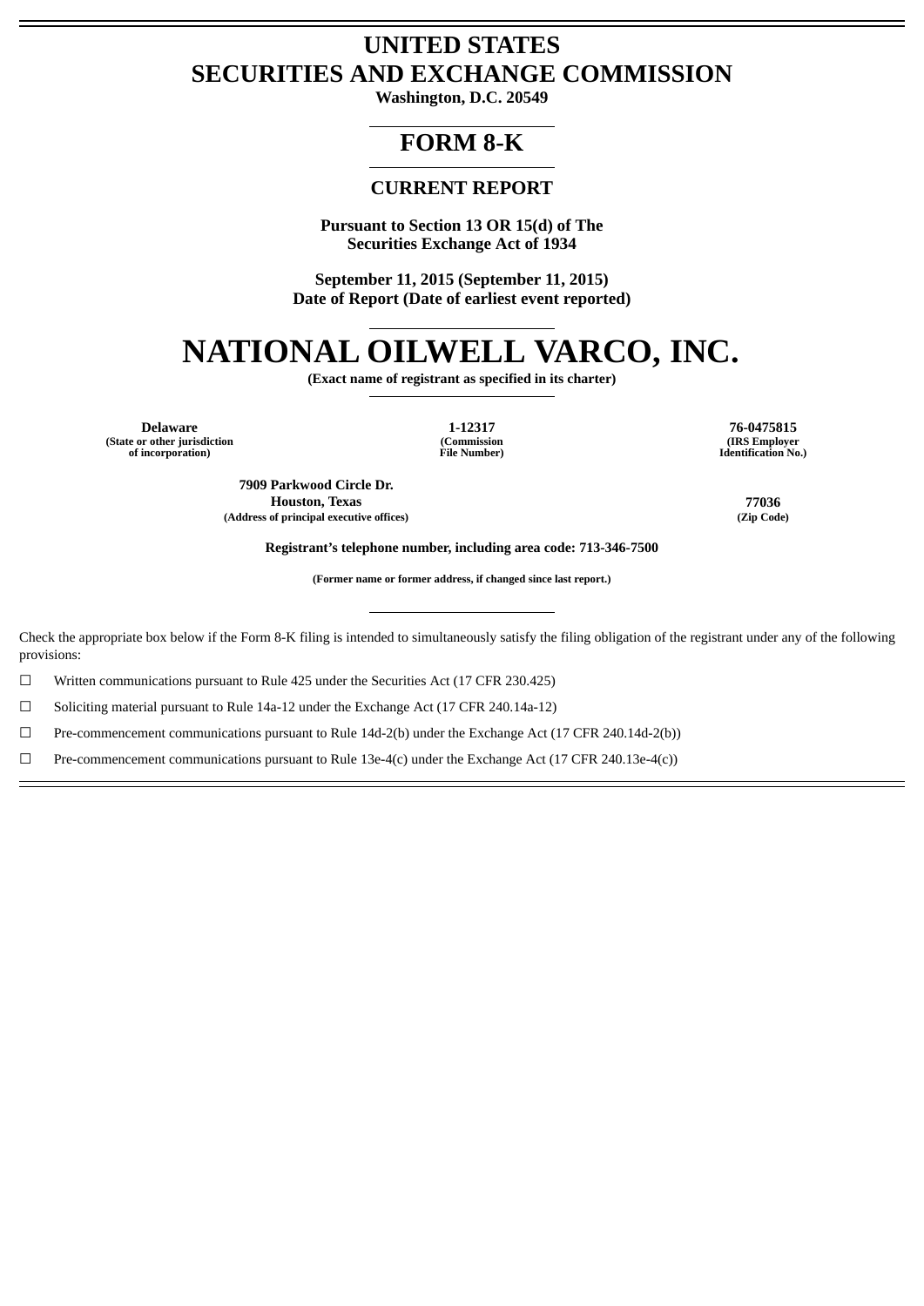# UNITED STATES
# SECURITIES AND EXCHANGE COMMISSION

**Washington, D.C. 20549**

## FORM 8-K

## CURRENT REPORT

**Pursuant to Section 13 OR 15(d) of The Securities Exchange Act of 1934**

**September 11, 2015 (September 11, 2015)**
**Date of Report (Date of earliest event reported)**

# NATIONAL OILWELL VARCO, INC.

**(Exact name of registrant as specified in its charter)**

| **Delaware** | **1-12317** | **76-0475815** |
| --- | --- | --- |
| **(State or other jurisdiction of incorporation)** | **(Commission File Number)** | **(IRS Employer Identification No.)** |

| **7909 Parkwood Circle Dr.** **Houston, Texas** | **77036** |
| --- | --- |
| **(Address of principal executive offices)** | **(Zip Code)** |

**Registrant's telephone number, including area code: 713-346-7500**

**(Former name or former address, if changed since last report.)**

Check the appropriate box below if the Form 8-K filing is intended to simultaneously satisfy the filing obligation of the registrant under any of the following provisions:

☐ Written communications pursuant to Rule 425 under the Securities Act (17 CFR 230.425)

☐ Soliciting material pursuant to Rule 14a-12 under the Exchange Act (17 CFR 240.14a-12)

☐ Pre-commencement communications pursuant to Rule 14d-2(b) under the Exchange Act (17 CFR 240.14d-2(b))

☐ Pre-commencement communications pursuant to Rule 13e-4(c) under the Exchange Act (17 CFR 240.13e-4(c))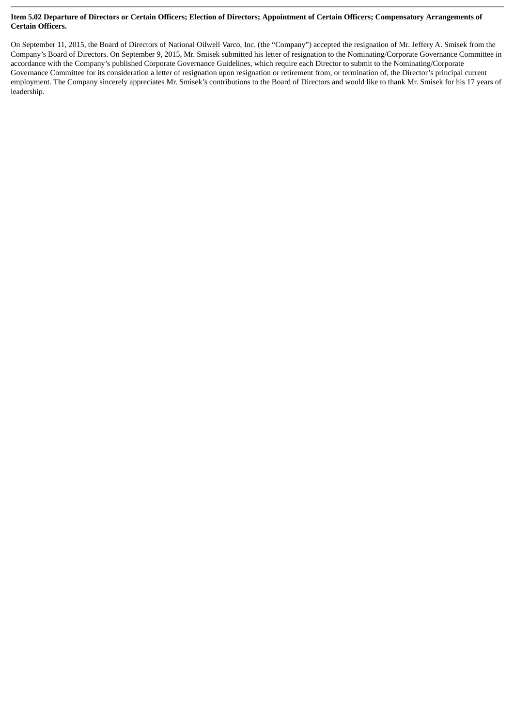**Item 5.02 Departure of Directors or Certain Officers; Election of Directors; Appointment of Certain Officers; Compensatory Arrangements of Certain Officers.**

On September 11, 2015, the Board of Directors of National Oilwell Varco, Inc. (the "Company") accepted the resignation of Mr. Jeffery A. Smisek from the Company's Board of Directors. On September 9, 2015, Mr. Smisek submitted his letter of resignation to the Nominating/Corporate Governance Committee in accordance with the Company's published Corporate Governance Guidelines, which require each Director to submit to the Nominating/Corporate Governance Committee for its consideration a letter of resignation upon resignation or retirement from, or termination of, the Director's principal current employment. The Company sincerely appreciates Mr. Smisek's contributions to the Board of Directors and would like to thank Mr. Smisek for his 17 years of leadership.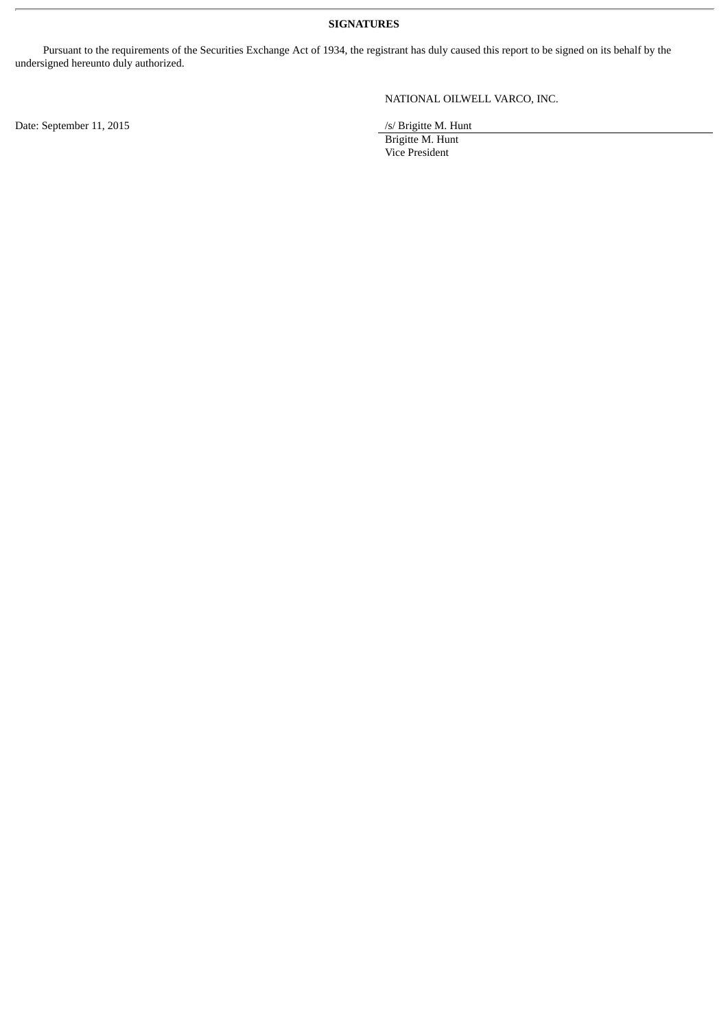**SIGNATURES**

Pursuant to the requirements of the Securities Exchange Act of 1934, the registrant has duly caused this report to be signed on its behalf by the undersigned hereunto duly authorized.

NATIONAL OILWELL VARCO, INC.

Date: September 11, 2015

/s/ Brigitte M. Hunt

Brigitte M. Hunt

Vice President